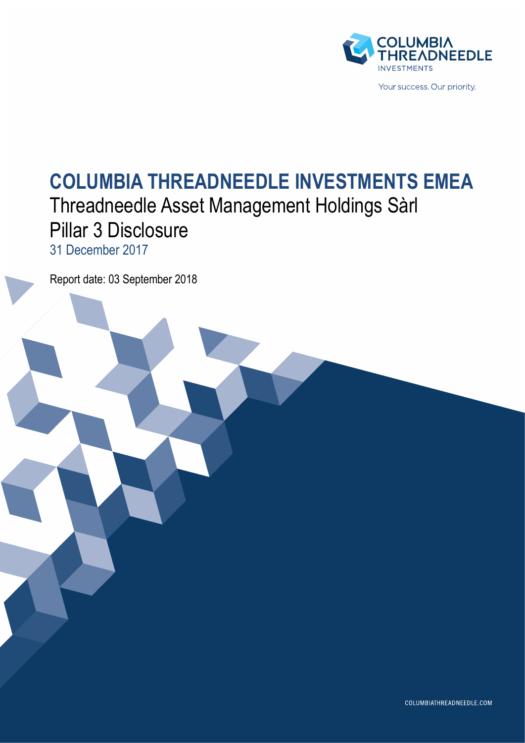COLUMBIA THREADNEEDLE INVESTMENTS

Your success. Our priority.

# COLUMBIA THREADNEEDLE INVESTMENTS EMEA

## Threadneedle Asset Management Holdings Sàrl
## Pillar 3 Disclosure

31 December 2017

Report date: 03 September 2018

COLUMBIATHREADNEEDLE.COM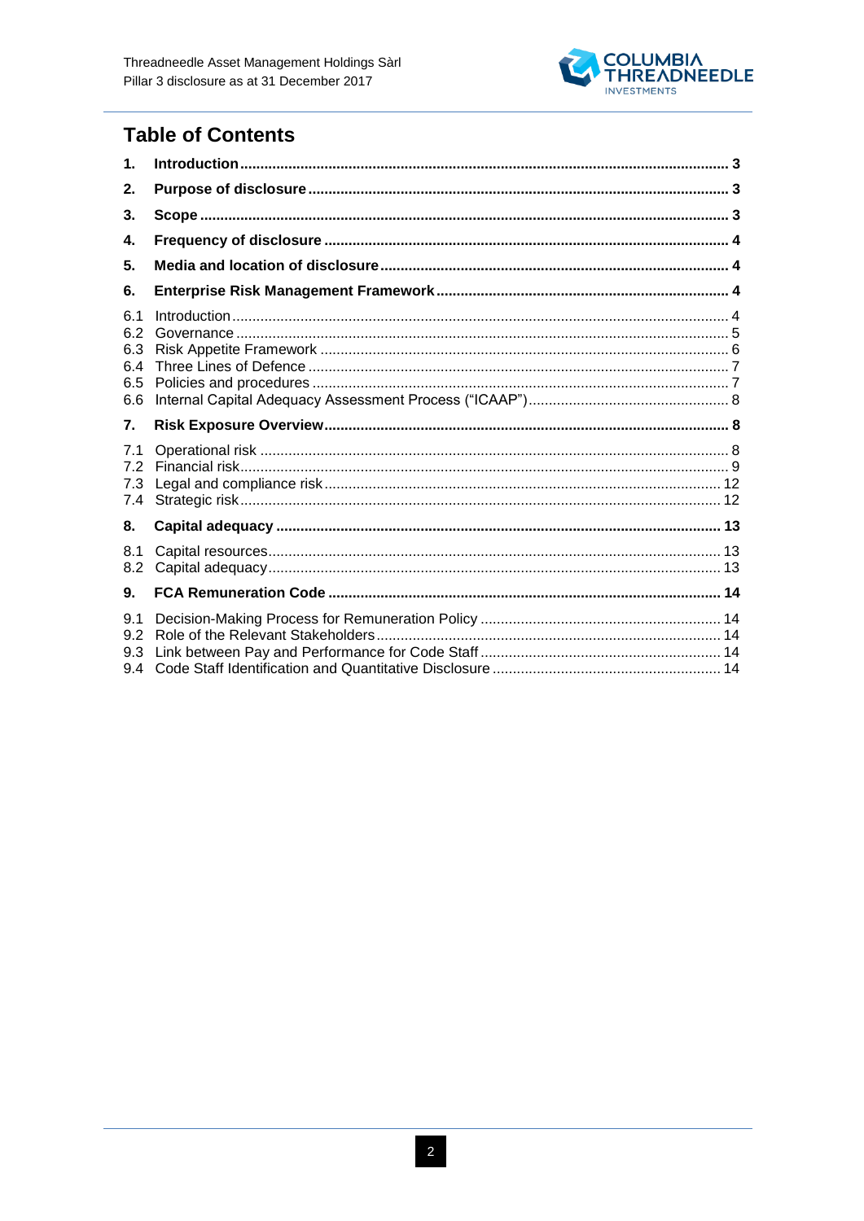# Table of Contents

| | | |
|---|---|---|
| **1.** | **Introduction** | **3** |
| **2.** | **Purpose of disclosure** | **3** |
| **3.** | **Scope** | **3** |
| **4.** | **Frequency of disclosure** | **4** |
| **5.** | **Media and location of disclosure** | **4** |
| **6.** | **Enterprise Risk Management Framework** | **4** |
| 6.1 | Introduction | 4 |
| 6.2 | Governance | 5 |
| 6.3 | Risk Appetite Framework | 6 |
| 6.4 | Three Lines of Defence | 7 |
| 6.5 | Policies and procedures | 7 |
| 6.6 | Internal Capital Adequacy Assessment Process ("ICAAP") | 8 |
| **7.** | **Risk Exposure Overview** | **8** |
| 7.1 | Operational risk | 8 |
| 7.2 | Financial risk | 9 |
| 7.3 | Legal and compliance risk | 12 |
| 7.4 | Strategic risk | 12 |
| **8.** | **Capital adequacy** | **13** |
| 8.1 | Capital resources | 13 |
| 8.2 | Capital adequacy | 13 |
| **9.** | **FCA Remuneration Code** | **14** |
| 9.1 | Decision-Making Process for Remuneration Policy | 14 |
| 9.2 | Role of the Relevant Stakeholders | 14 |
| 9.3 | Link between Pay and Performance for Code Staff | 14 |
| 9.4 | Code Staff Identification and Quantitative Disclosure | 14 |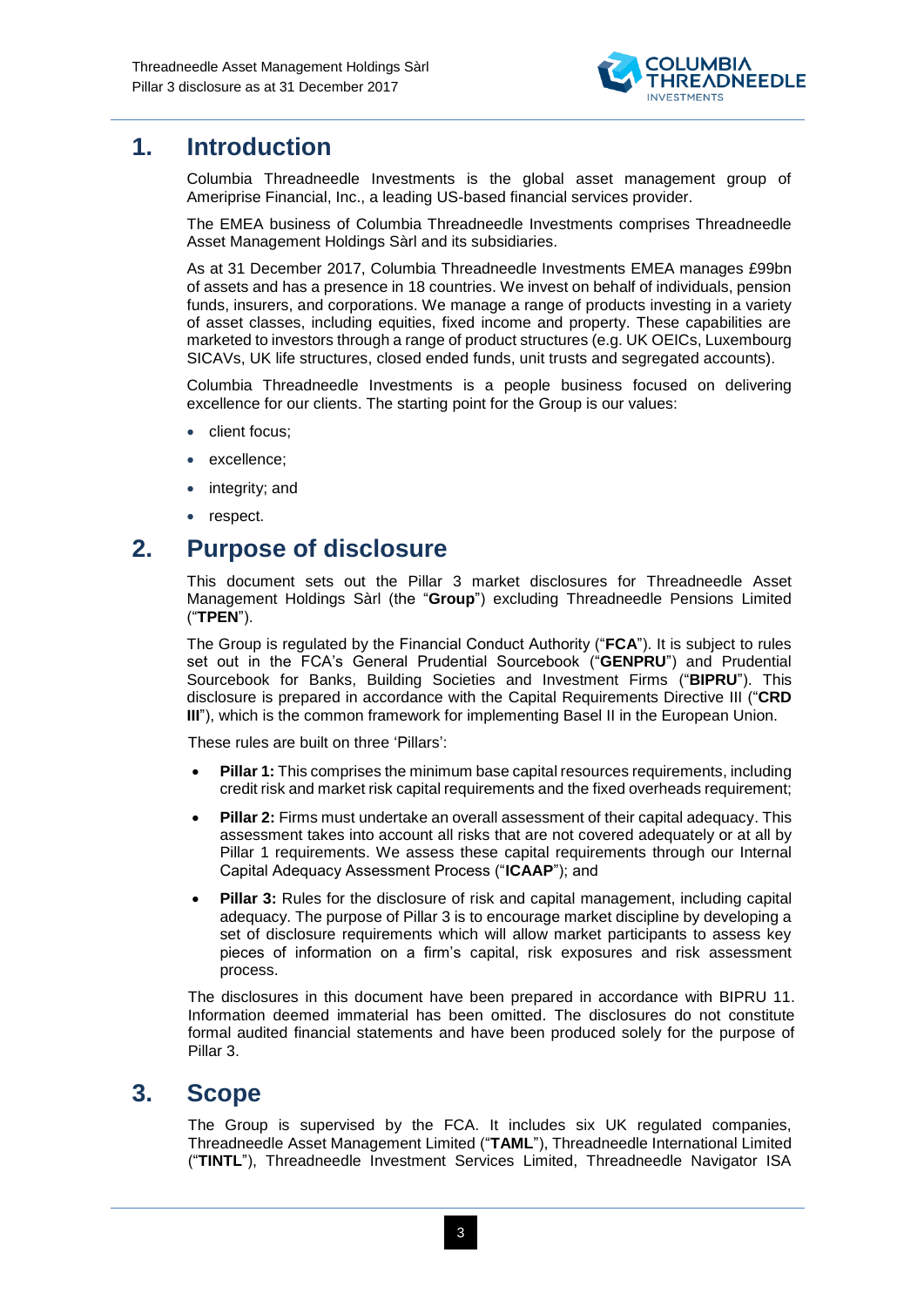# 1. Introduction

Columbia Threadneedle Investments is the global asset management group of Ameriprise Financial, Inc., a leading US-based financial services provider.

The EMEA business of Columbia Threadneedle Investments comprises Threadneedle Asset Management Holdings Sàrl and its subsidiaries.

As at 31 December 2017, Columbia Threadneedle Investments EMEA manages £99bn of assets and has a presence in 18 countries. We invest on behalf of individuals, pension funds, insurers, and corporations. We manage a range of products investing in a variety of asset classes, including equities, fixed income and property. These capabilities are marketed to investors through a range of product structures (e.g. UK OEICs, Luxembourg SICAVs, UK life structures, closed ended funds, unit trusts and segregated accounts).

Columbia Threadneedle Investments is a people business focused on delivering excellence for our clients. The starting point for the Group is our values:

- client focus;
- excellence;
- integrity; and
- respect.

# 2. Purpose of disclosure

This document sets out the Pillar 3 market disclosures for Threadneedle Asset Management Holdings Sàrl (the "**Group**") excluding Threadneedle Pensions Limited ("**TPEN**").

The Group is regulated by the Financial Conduct Authority ("**FCA**"). It is subject to rules set out in the FCA's General Prudential Sourcebook ("**GENPRU**") and Prudential Sourcebook for Banks, Building Societies and Investment Firms ("**BIPRU**"). This disclosure is prepared in accordance with the Capital Requirements Directive III ("**CRD III**"), which is the common framework for implementing Basel II in the European Union.

These rules are built on three 'Pillars':

- **Pillar 1:** This comprises the minimum base capital resources requirements, including credit risk and market risk capital requirements and the fixed overheads requirement;
- **Pillar 2:** Firms must undertake an overall assessment of their capital adequacy. This assessment takes into account all risks that are not covered adequately or at all by Pillar 1 requirements. We assess these capital requirements through our Internal Capital Adequacy Assessment Process ("**ICAAP**"); and
- **Pillar 3:** Rules for the disclosure of risk and capital management, including capital adequacy. The purpose of Pillar 3 is to encourage market discipline by developing a set of disclosure requirements which will allow market participants to assess key pieces of information on a firm's capital, risk exposures and risk assessment process.

The disclosures in this document have been prepared in accordance with BIPRU 11. Information deemed immaterial has been omitted. The disclosures do not constitute formal audited financial statements and have been produced solely for the purpose of Pillar 3.

# 3. Scope

The Group is supervised by the FCA. It includes six UK regulated companies, Threadneedle Asset Management Limited ("**TAML**"), Threadneedle International Limited ("**TINTL**"), Threadneedle Investment Services Limited, Threadneedle Navigator ISA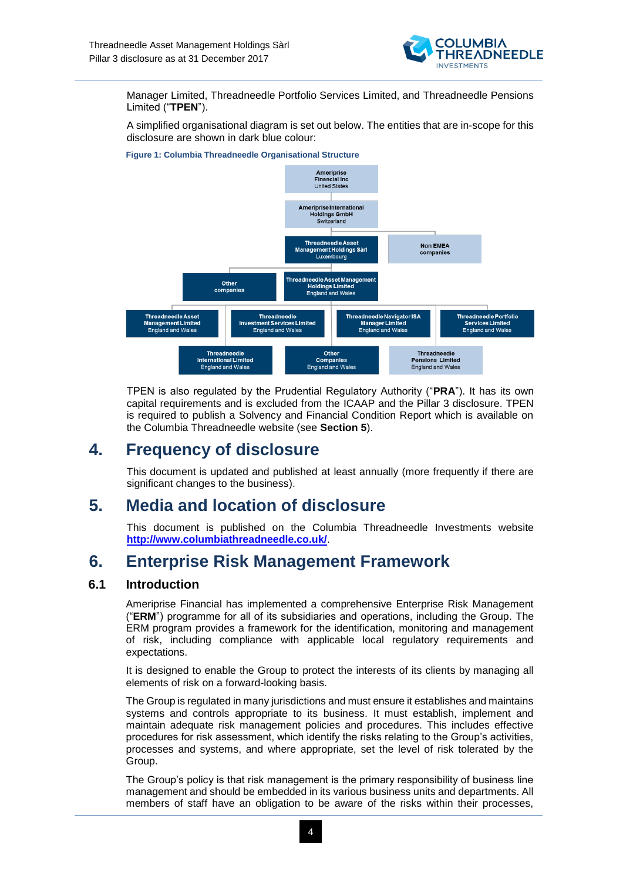Manager Limited, Threadneedle Portfolio Services Limited, and Threadneedle Pensions Limited ("**TPEN**").

A simplified organisational diagram is set out below. The entities that are in-scope for this disclosure are shown in dark blue colour:

**Figure 1: Columbia Threadneedle Organisational Structure**

- Ameriprise Financial Inc — United States
  - Ameriprise International Holdings GmbH — Switzerland
    - Threadneedle Asset Management Holdings Sàrl — Luxembourg
      - Threadneedle Asset Management Holdings Limited — England and Wales
        - Threadneedle Asset Management Limited — England and Wales
        - Threadneedle Investment Services Limited — England and Wales
        - Threadneedle Navigator ISA Manager Limited — England and Wales
        - Threadneedle Portfolio Services Limited — England and Wales
        - Threadneedle International Limited — England and Wales
        - Other Companies — England and Wales
        - Threadneedle Pensions Limited — England and Wales
      - Other companies
    - Non EMEA companies

TPEN is also regulated by the Prudential Regulatory Authority ("**PRA**"). It has its own capital requirements and is excluded from the ICAAP and the Pillar 3 disclosure. TPEN is required to publish a Solvency and Financial Condition Report which is available on the Columbia Threadneedle website (see **Section 5**).

# 4. Frequency of disclosure

This document is updated and published at least annually (more frequently if there are significant changes to the business).

# 5. Media and location of disclosure

This document is published on the Columbia Threadneedle Investments website **http://www.columbiathreadneedle.co.uk/**.

# 6. Enterprise Risk Management Framework

## 6.1 Introduction

Ameriprise Financial has implemented a comprehensive Enterprise Risk Management ("**ERM**") programme for all of its subsidiaries and operations, including the Group. The ERM program provides a framework for the identification, monitoring and management of risk, including compliance with applicable local regulatory requirements and expectations.

It is designed to enable the Group to protect the interests of its clients by managing all elements of risk on a forward-looking basis.

The Group is regulated in many jurisdictions and must ensure it establishes and maintains systems and controls appropriate to its business. It must establish, implement and maintain adequate risk management policies and procedures. This includes effective procedures for risk assessment, which identify the risks relating to the Group's activities, processes and systems, and where appropriate, set the level of risk tolerated by the Group.

The Group's policy is that risk management is the primary responsibility of business line management and should be embedded in its various business units and departments. All members of staff have an obligation to be aware of the risks within their processes,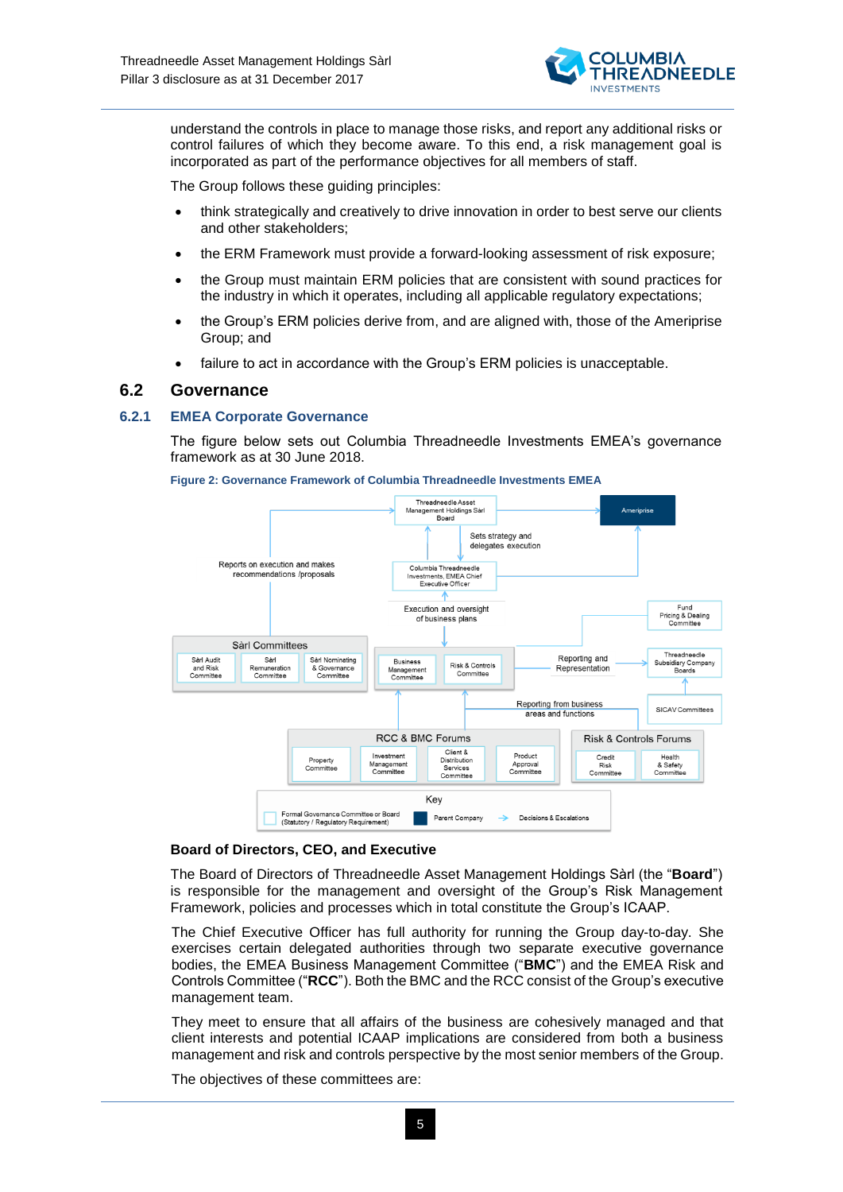understand the controls in place to manage those risks, and report any additional risks or control failures of which they become aware. To this end, a risk management goal is incorporated as part of the performance objectives for all members of staff.

The Group follows these guiding principles:

- think strategically and creatively to drive innovation in order to best serve our clients and other stakeholders;
- the ERM Framework must provide a forward-looking assessment of risk exposure;
- the Group must maintain ERM policies that are consistent with sound practices for the industry in which it operates, including all applicable regulatory expectations;
- the Group's ERM policies derive from, and are aligned with, those of the Ameriprise Group; and
- failure to act in accordance with the Group's ERM policies is unacceptable.

## 6.2 Governance

### 6.2.1 EMEA Corporate Governance

The figure below sets out Columbia Threadneedle Investments EMEA's governance framework as at 30 June 2018.

**Figure 2: Governance Framework of Columbia Threadneedle Investments EMEA**

Threadneedle Asset Management Holdings Sàrl Board
Ameriprise
Sets strategy and delegates execution
Reports on execution and makes recommendations /proposals
Columbia Threadneedle Investments, EMEA Chief Executive Officer
Execution and oversight of business plans
Fund Pricing & Dealing Committee
Sàrl Committees: Sàrl Audit and Risk Committee; Sàrl Remuneration Committee; Sàrl Nominating & Governance Committee
Business Management Committee
Risk & Controls Committee
Reporting and Representation
Threadneedle Subsidiary Company Boards
Reporting from business areas and functions
SICAV Committees
RCC & BMC Forums: Property Committee; Investment Management Committee; Client & Distribution Services Committee; Product Approval Committee
Risk & Controls Forums: Credit Risk Committee; Health & Safety Committee
Key: Formal Governance Committee or Board (Statutory / Regulatory Requirement); Parent Company; Decisions & Escalations

**Board of Directors, CEO, and Executive**

The Board of Directors of Threadneedle Asset Management Holdings Sàrl (the "**Board**") is responsible for the management and oversight of the Group's Risk Management Framework, policies and processes which in total constitute the Group's ICAAP.

The Chief Executive Officer has full authority for running the Group day-to-day. She exercises certain delegated authorities through two separate executive governance bodies, the EMEA Business Management Committee ("**BMC**") and the EMEA Risk and Controls Committee ("**RCC**"). Both the BMC and the RCC consist of the Group's executive management team.

They meet to ensure that all affairs of the business are cohesively managed and that client interests and potential ICAAP implications are considered from both a business management and risk and controls perspective by the most senior members of the Group.

The objectives of these committees are: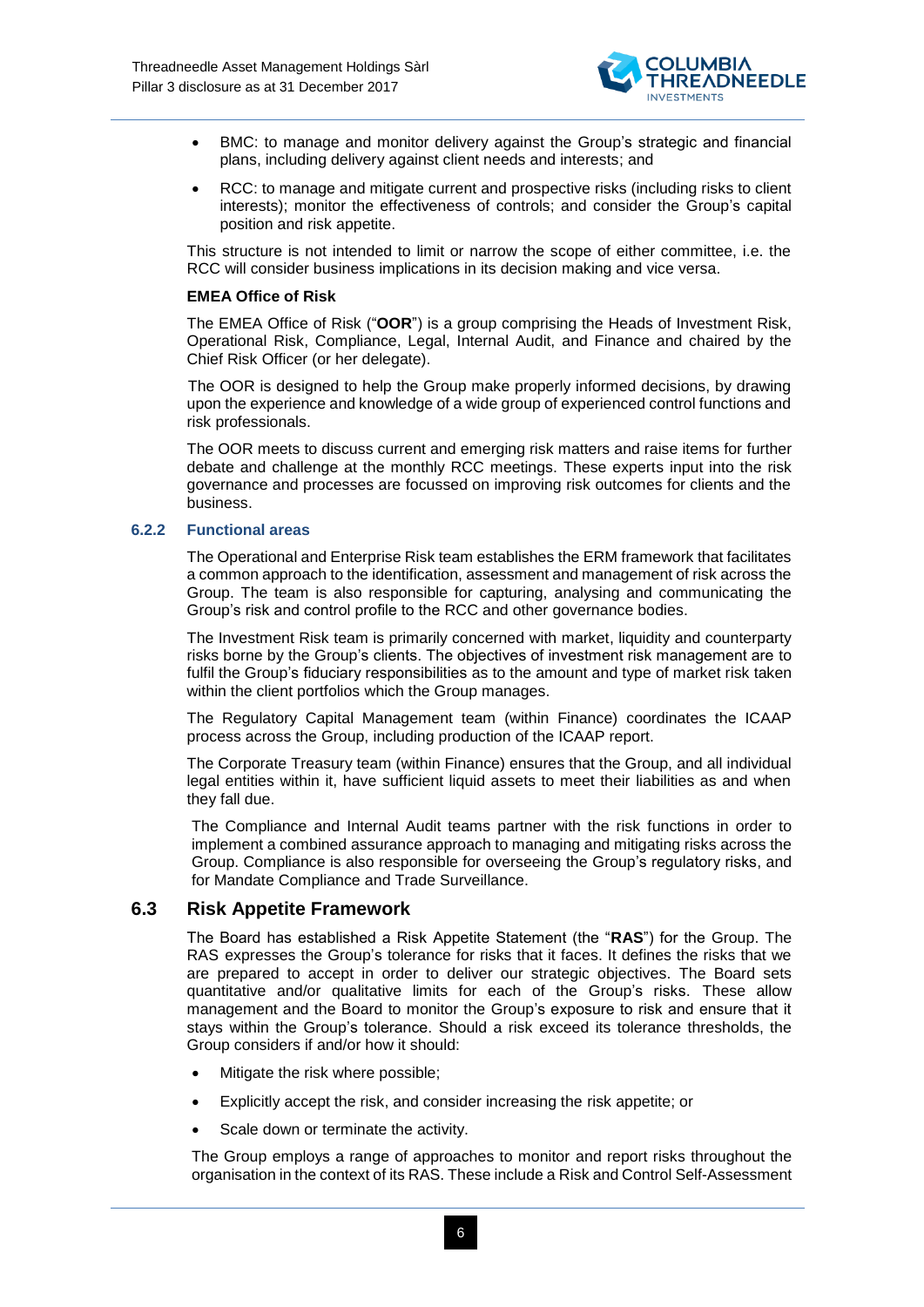- BMC: to manage and monitor delivery against the Group's strategic and financial plans, including delivery against client needs and interests; and
- RCC: to manage and mitigate current and prospective risks (including risks to client interests); monitor the effectiveness of controls; and consider the Group's capital position and risk appetite.

This structure is not intended to limit or narrow the scope of either committee, i.e. the RCC will consider business implications in its decision making and vice versa.

**EMEA Office of Risk**

The EMEA Office of Risk ("**OOR**") is a group comprising the Heads of Investment Risk, Operational Risk, Compliance, Legal, Internal Audit, and Finance and chaired by the Chief Risk Officer (or her delegate).

The OOR is designed to help the Group make properly informed decisions, by drawing upon the experience and knowledge of a wide group of experienced control functions and risk professionals.

The OOR meets to discuss current and emerging risk matters and raise items for further debate and challenge at the monthly RCC meetings. These experts input into the risk governance and processes are focussed on improving risk outcomes for clients and the business.

### 6.2.2 Functional areas

The Operational and Enterprise Risk team establishes the ERM framework that facilitates a common approach to the identification, assessment and management of risk across the Group. The team is also responsible for capturing, analysing and communicating the Group's risk and control profile to the RCC and other governance bodies.

The Investment Risk team is primarily concerned with market, liquidity and counterparty risks borne by the Group's clients. The objectives of investment risk management are to fulfil the Group's fiduciary responsibilities as to the amount and type of market risk taken within the client portfolios which the Group manages.

The Regulatory Capital Management team (within Finance) coordinates the ICAAP process across the Group, including production of the ICAAP report.

The Corporate Treasury team (within Finance) ensures that the Group, and all individual legal entities within it, have sufficient liquid assets to meet their liabilities as and when they fall due.

The Compliance and Internal Audit teams partner with the risk functions in order to implement a combined assurance approach to managing and mitigating risks across the Group. Compliance is also responsible for overseeing the Group's regulatory risks, and for Mandate Compliance and Trade Surveillance.

## 6.3 Risk Appetite Framework

The Board has established a Risk Appetite Statement (the "**RAS**") for the Group. The RAS expresses the Group's tolerance for risks that it faces. It defines the risks that we are prepared to accept in order to deliver our strategic objectives. The Board sets quantitative and/or qualitative limits for each of the Group's risks. These allow management and the Board to monitor the Group's exposure to risk and ensure that it stays within the Group's tolerance. Should a risk exceed its tolerance thresholds, the Group considers if and/or how it should:

- Mitigate the risk where possible;
- Explicitly accept the risk, and consider increasing the risk appetite; or
- Scale down or terminate the activity.

The Group employs a range of approaches to monitor and report risks throughout the organisation in the context of its RAS. These include a Risk and Control Self-Assessment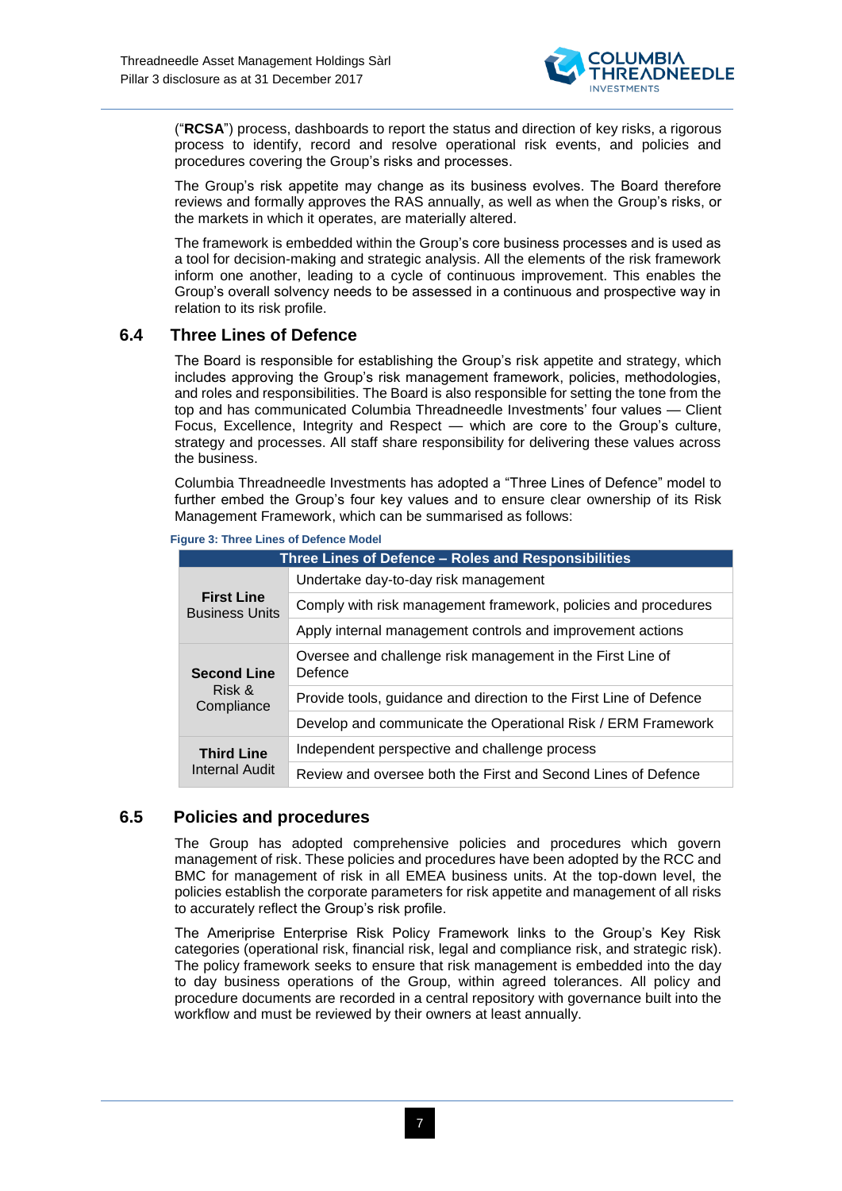("**RCSA**") process, dashboards to report the status and direction of key risks, a rigorous process to identify, record and resolve operational risk events, and policies and procedures covering the Group's risks and processes.

The Group's risk appetite may change as its business evolves. The Board therefore reviews and formally approves the RAS annually, as well as when the Group's risks, or the markets in which it operates, are materially altered.

The framework is embedded within the Group's core business processes and is used as a tool for decision-making and strategic analysis. All the elements of the risk framework inform one another, leading to a cycle of continuous improvement. This enables the Group's overall solvency needs to be assessed in a continuous and prospective way in relation to its risk profile.

## 6.4 Three Lines of Defence

The Board is responsible for establishing the Group's risk appetite and strategy, which includes approving the Group's risk management framework, policies, methodologies, and roles and responsibilities. The Board is also responsible for setting the tone from the top and has communicated Columbia Threadneedle Investments' four values — Client Focus, Excellence, Integrity and Respect — which are core to the Group's culture, strategy and processes. All staff share responsibility for delivering these values across the business.

Columbia Threadneedle Investments has adopted a "Three Lines of Defence" model to further embed the Group's four key values and to ensure clear ownership of its Risk Management Framework, which can be summarised as follows:

**Figure 3: Three Lines of Defence Model**

| Three Lines of Defence – Roles and Responsibilities | |
|---|---|
| **First Line** Business Units | Undertake day-to-day risk management |
| | Comply with risk management framework, policies and procedures |
| | Apply internal management controls and improvement actions |
| **Second Line** Risk & Compliance | Oversee and challenge risk management in the First Line of Defence |
| | Provide tools, guidance and direction to the First Line of Defence |
| | Develop and communicate the Operational Risk / ERM Framework |
| **Third Line** Internal Audit | Independent perspective and challenge process |
| | Review and oversee both the First and Second Lines of Defence |

## 6.5 Policies and procedures

The Group has adopted comprehensive policies and procedures which govern management of risk. These policies and procedures have been adopted by the RCC and BMC for management of risk in all EMEA business units. At the top-down level, the policies establish the corporate parameters for risk appetite and management of all risks to accurately reflect the Group's risk profile.

The Ameriprise Enterprise Risk Policy Framework links to the Group's Key Risk categories (operational risk, financial risk, legal and compliance risk, and strategic risk). The policy framework seeks to ensure that risk management is embedded into the day to day business operations of the Group, within agreed tolerances. All policy and procedure documents are recorded in a central repository with governance built into the workflow and must be reviewed by their owners at least annually.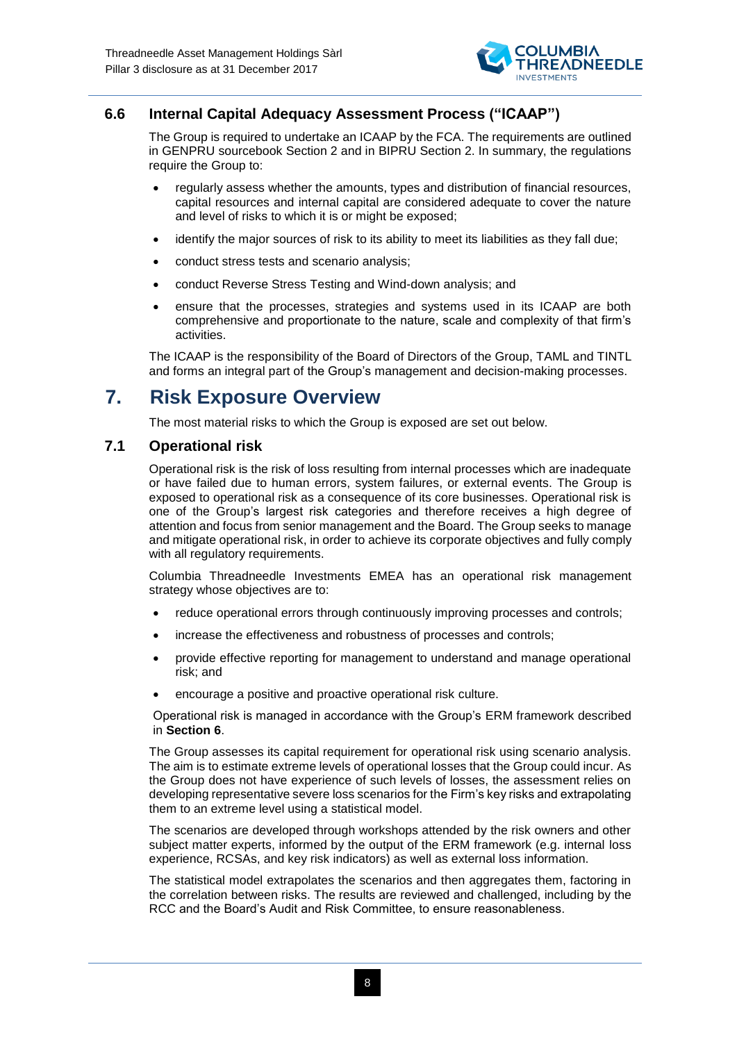### 6.6 Internal Capital Adequacy Assessment Process ("ICAAP")

The Group is required to undertake an ICAAP by the FCA. The requirements are outlined in GENPRU sourcebook Section 2 and in BIPRU Section 2. In summary, the regulations require the Group to:

- regularly assess whether the amounts, types and distribution of financial resources, capital resources and internal capital are considered adequate to cover the nature and level of risks to which it is or might be exposed;
- identify the major sources of risk to its ability to meet its liabilities as they fall due;
- conduct stress tests and scenario analysis;
- conduct Reverse Stress Testing and Wind-down analysis; and
- ensure that the processes, strategies and systems used in its ICAAP are both comprehensive and proportionate to the nature, scale and complexity of that firm's activities.

The ICAAP is the responsibility of the Board of Directors of the Group, TAML and TINTL and forms an integral part of the Group's management and decision-making processes.

# 7. Risk Exposure Overview

The most material risks to which the Group is exposed are set out below.

### 7.1 Operational risk

Operational risk is the risk of loss resulting from internal processes which are inadequate or have failed due to human errors, system failures, or external events. The Group is exposed to operational risk as a consequence of its core businesses. Operational risk is one of the Group's largest risk categories and therefore receives a high degree of attention and focus from senior management and the Board. The Group seeks to manage and mitigate operational risk, in order to achieve its corporate objectives and fully comply with all regulatory requirements.

Columbia Threadneedle Investments EMEA has an operational risk management strategy whose objectives are to:

- reduce operational errors through continuously improving processes and controls;
- increase the effectiveness and robustness of processes and controls;
- provide effective reporting for management to understand and manage operational risk; and
- encourage a positive and proactive operational risk culture.

Operational risk is managed in accordance with the Group's ERM framework described in **Section 6**.

The Group assesses its capital requirement for operational risk using scenario analysis. The aim is to estimate extreme levels of operational losses that the Group could incur. As the Group does not have experience of such levels of losses, the assessment relies on developing representative severe loss scenarios for the Firm's key risks and extrapolating them to an extreme level using a statistical model.

The scenarios are developed through workshops attended by the risk owners and other subject matter experts, informed by the output of the ERM framework (e.g. internal loss experience, RCSAs, and key risk indicators) as well as external loss information.

The statistical model extrapolates the scenarios and then aggregates them, factoring in the correlation between risks. The results are reviewed and challenged, including by the RCC and the Board's Audit and Risk Committee, to ensure reasonableness.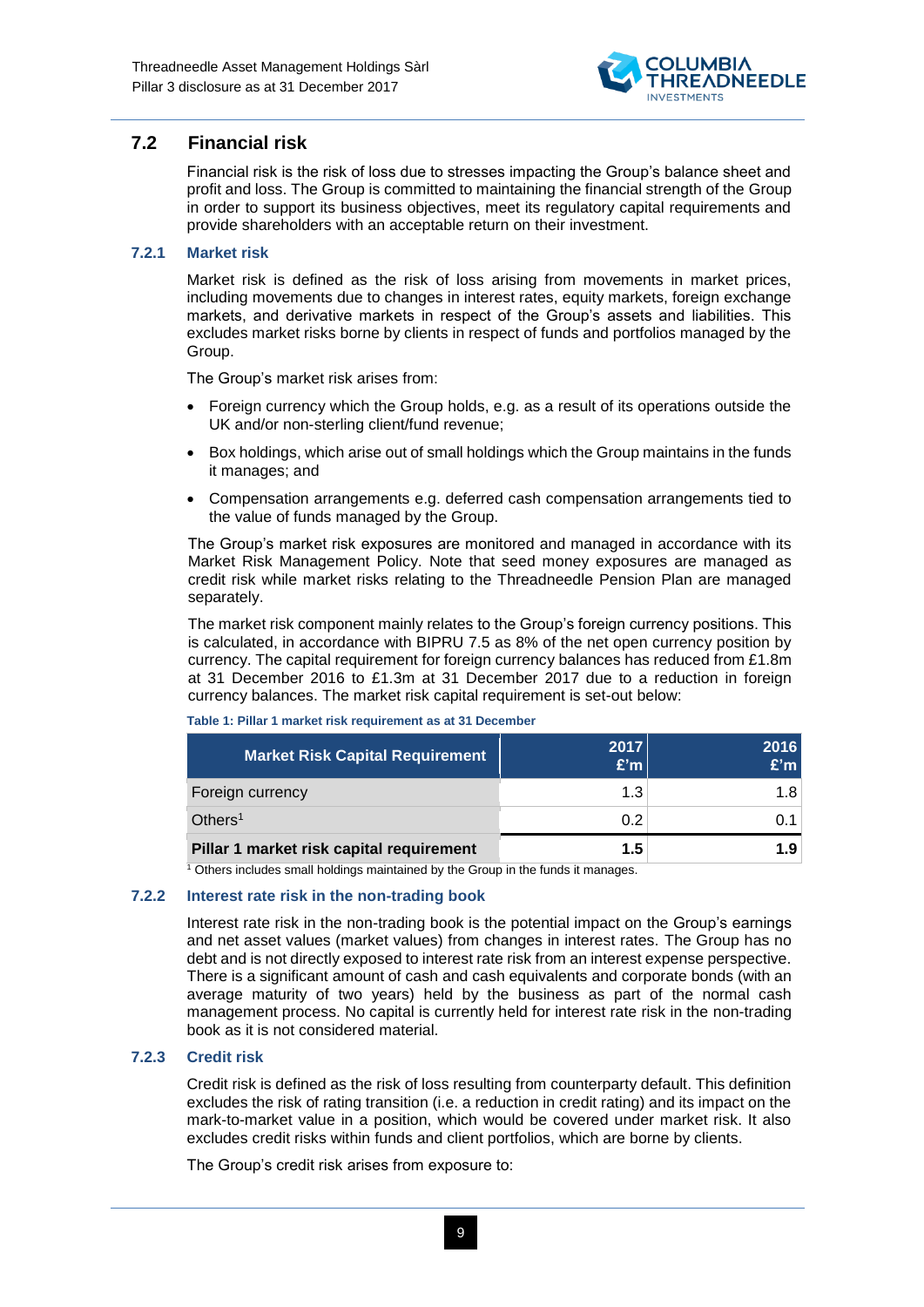## 7.2 Financial risk

Financial risk is the risk of loss due to stresses impacting the Group's balance sheet and profit and loss. The Group is committed to maintaining the financial strength of the Group in order to support its business objectives, meet its regulatory capital requirements and provide shareholders with an acceptable return on their investment.

### 7.2.1 Market risk

Market risk is defined as the risk of loss arising from movements in market prices, including movements due to changes in interest rates, equity markets, foreign exchange markets, and derivative markets in respect of the Group's assets and liabilities. This excludes market risks borne by clients in respect of funds and portfolios managed by the Group.

The Group's market risk arises from:

- Foreign currency which the Group holds, e.g. as a result of its operations outside the UK and/or non-sterling client/fund revenue;
- Box holdings, which arise out of small holdings which the Group maintains in the funds it manages; and
- Compensation arrangements e.g. deferred cash compensation arrangements tied to the value of funds managed by the Group.

The Group's market risk exposures are monitored and managed in accordance with its Market Risk Management Policy. Note that seed money exposures are managed as credit risk while market risks relating to the Threadneedle Pension Plan are managed separately.

The market risk component mainly relates to the Group's foreign currency positions. This is calculated, in accordance with BIPRU 7.5 as 8% of the net open currency position by currency. The capital requirement for foreign currency balances has reduced from £1.8m at 31 December 2016 to £1.3m at 31 December 2017 due to a reduction in foreign currency balances. The market risk capital requirement is set-out below:

**Table 1: Pillar 1 market risk requirement as at 31 December**

| Market Risk Capital Requirement | 2017 £'m | 2016 £'m |
|---|---|---|
| Foreign currency | 1.3 | 1.8 |
| Others[1] | 0.2 | 0.1 |
| **Pillar 1 market risk capital requirement** | **1.5** | **1.9** |

[1] Others includes small holdings maintained by the Group in the funds it manages.

### 7.2.2 Interest rate risk in the non-trading book

Interest rate risk in the non-trading book is the potential impact on the Group's earnings and net asset values (market values) from changes in interest rates. The Group has no debt and is not directly exposed to interest rate risk from an interest expense perspective. There is a significant amount of cash and cash equivalents and corporate bonds (with an average maturity of two years) held by the business as part of the normal cash management process. No capital is currently held for interest rate risk in the non-trading book as it is not considered material.

### 7.2.3 Credit risk

Credit risk is defined as the risk of loss resulting from counterparty default. This definition excludes the risk of rating transition (i.e. a reduction in credit rating) and its impact on the mark-to-market value in a position, which would be covered under market risk. It also excludes credit risks within funds and client portfolios, which are borne by clients.

The Group's credit risk arises from exposure to: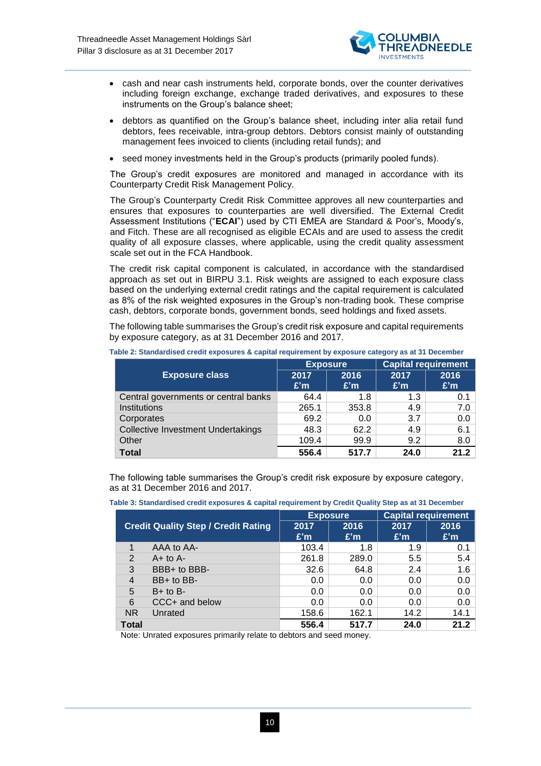- cash and near cash instruments held, corporate bonds, over the counter derivatives including foreign exchange, exchange traded derivatives, and exposures to these instruments on the Group's balance sheet;
- debtors as quantified on the Group's balance sheet, including inter alia retail fund debtors, fees receivable, intra-group debtors. Debtors consist mainly of outstanding management fees invoiced to clients (including retail funds); and
- seed money investments held in the Group's products (primarily pooled funds).

The Group's credit exposures are monitored and managed in accordance with its Counterparty Credit Risk Management Policy.

The Group's Counterparty Credit Risk Committee approves all new counterparties and ensures that exposures to counterparties are well diversified. The External Credit Assessment Institutions ("**ECAI**") used by CTI EMEA are Standard & Poor's, Moody's, and Fitch. These are all recognised as eligible ECAIs and are used to assess the credit quality of all exposure classes, where applicable, using the credit quality assessment scale set out in the FCA Handbook.

The credit risk capital component is calculated, in accordance with the standardised approach as set out in BIRPU 3.1. Risk weights are assigned to each exposure class based on the underlying external credit ratings and the capital requirement is calculated as 8% of the risk weighted exposures in the Group's non-trading book. These comprise cash, debtors, corporate bonds, government bonds, seed holdings and fixed assets.

The following table summarises the Group's credit risk exposure and capital requirements by exposure category, as at 31 December 2016 and 2017.

**Table 2: Standardised credit exposures & capital requirement by exposure category as at 31 December**

| Exposure class | Exposure | | Capital requirement | |
|---|---|---|---|---|
| | 2017 £'m | 2016 £'m | 2017 £'m | 2016 £'m |
| Central governments or central banks | 64.4 | 1.8 | 1.3 | 0.1 |
| Institutions | 265.1 | 353.8 | 4.9 | 7.0 |
| Corporates | 69.2 | 0.0 | 3.7 | 0.0 |
| Collective Investment Undertakings | 48.3 | 62.2 | 4.9 | 6.1 |
| Other | 109.4 | 99.9 | 9.2 | 8.0 |
| **Total** | **556.4** | **517.7** | **24.0** | **21.2** |

The following table summarises the Group's credit risk exposure by exposure category, as at 31 December 2016 and 2017.

**Table 3: Standardised credit exposures & capital requirement by Credit Quality Step as at 31 December**

| Credit Quality Step / Credit Rating | | Exposure | | Capital requirement | |
|---|---|---|---|---|---|
| | | 2017 £'m | 2016 £'m | 2017 £'m | 2016 £'m |
| 1 | AAA to AA- | 103.4 | 1.8 | 1.9 | 0.1 |
| 2 | A+ to A- | 261.8 | 289.0 | 5.5 | 5.4 |
| 3 | BBB+ to BBB- | 32.6 | 64.8 | 2.4 | 1.6 |
| 4 | BB+ to BB- | 0.0 | 0.0 | 0.0 | 0.0 |
| 5 | B+ to B- | 0.0 | 0.0 | 0.0 | 0.0 |
| 6 | CCC+ and below | 0.0 | 0.0 | 0.0 | 0.0 |
| NR | Unrated | 158.6 | 162.1 | 14.2 | 14.1 |
| **Total** | | **556.4** | **517.7** | **24.0** | **21.2** |

Note: Unrated exposures primarily relate to debtors and seed money.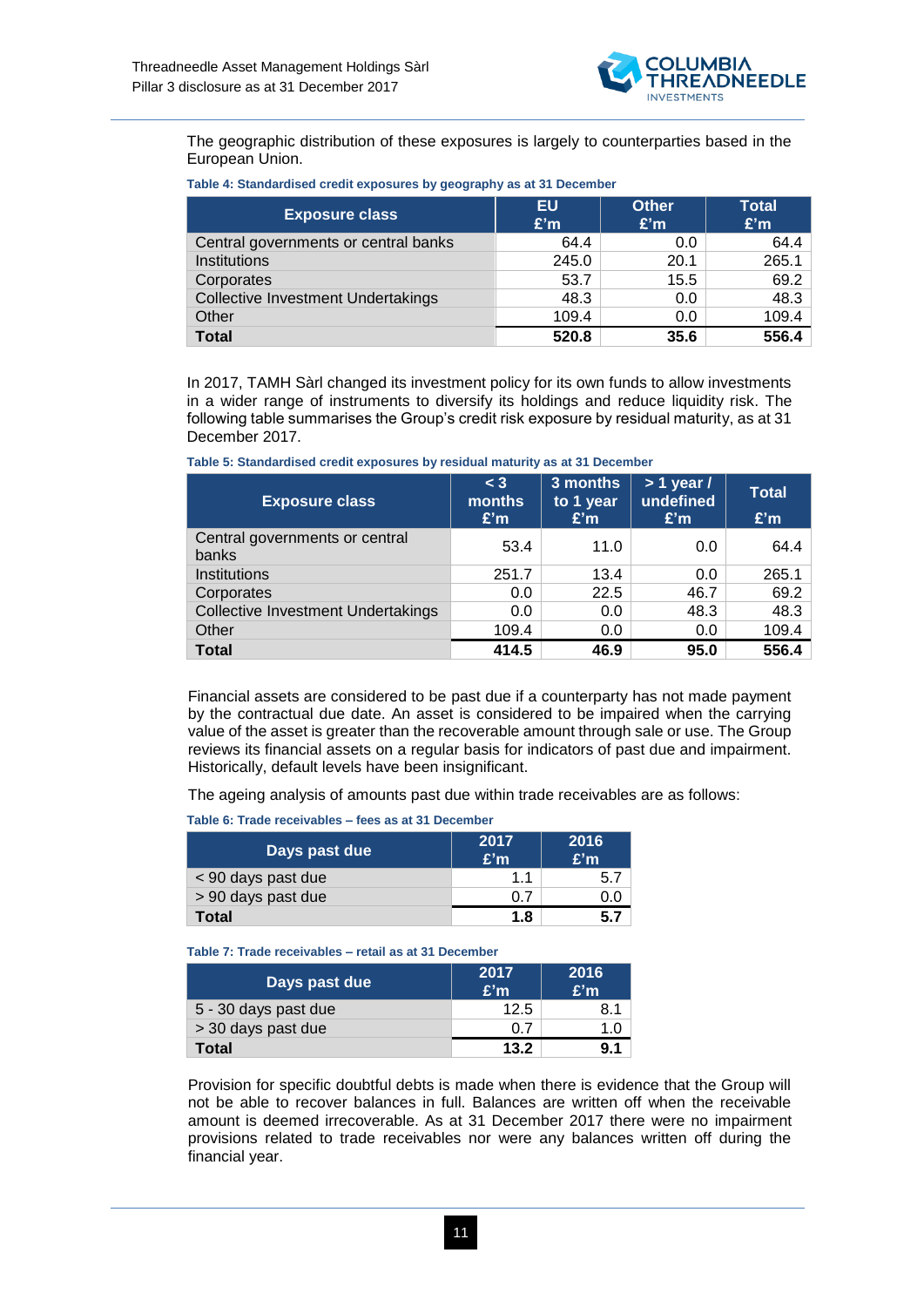The geographic distribution of these exposures is largely to counterparties based in the European Union.

**Table 4: Standardised credit exposures by geography as at 31 December**

| Exposure class | EU £'m | Other £'m | Total £'m |
|---|---|---|---|
| Central governments or central banks | 64.4 | 0.0 | 64.4 |
| Institutions | 245.0 | 20.1 | 265.1 |
| Corporates | 53.7 | 15.5 | 69.2 |
| Collective Investment Undertakings | 48.3 | 0.0 | 48.3 |
| Other | 109.4 | 0.0 | 109.4 |
| **Total** | **520.8** | **35.6** | **556.4** |

In 2017, TAMH Sàrl changed its investment policy for its own funds to allow investments in a wider range of instruments to diversify its holdings and reduce liquidity risk. The following table summarises the Group's credit risk exposure by residual maturity, as at 31 December 2017.

**Table 5: Standardised credit exposures by residual maturity as at 31 December**

| Exposure class | < 3 months £'m | 3 months to 1 year £'m | > 1 year / undefined £'m | Total £'m |
|---|---|---|---|---|
| Central governments or central banks | 53.4 | 11.0 | 0.0 | 64.4 |
| Institutions | 251.7 | 13.4 | 0.0 | 265.1 |
| Corporates | 0.0 | 22.5 | 46.7 | 69.2 |
| Collective Investment Undertakings | 0.0 | 0.0 | 48.3 | 48.3 |
| Other | 109.4 | 0.0 | 0.0 | 109.4 |
| **Total** | **414.5** | **46.9** | **95.0** | **556.4** |

Financial assets are considered to be past due if a counterparty has not made payment by the contractual due date. An asset is considered to be impaired when the carrying value of the asset is greater than the recoverable amount through sale or use. The Group reviews its financial assets on a regular basis for indicators of past due and impairment. Historically, default levels have been insignificant.

The ageing analysis of amounts past due within trade receivables are as follows:

**Table 6: Trade receivables – fees as at 31 December**

| Days past due | 2017 £'m | 2016 £'m |
|---|---|---|
| < 90 days past due | 1.1 | 5.7 |
| > 90 days past due | 0.7 | 0.0 |
| **Total** | **1.8** | **5.7** |

**Table 7: Trade receivables – retail as at 31 December**

| Days past due | 2017 £'m | 2016 £'m |
|---|---|---|
| 5 - 30 days past due | 12.5 | 8.1 |
| > 30 days past due | 0.7 | 1.0 |
| **Total** | **13.2** | **9.1** |

Provision for specific doubtful debts is made when there is evidence that the Group will not be able to recover balances in full. Balances are written off when the receivable amount is deemed irrecoverable. As at 31 December 2017 there were no impairment provisions related to trade receivables nor were any balances written off during the financial year.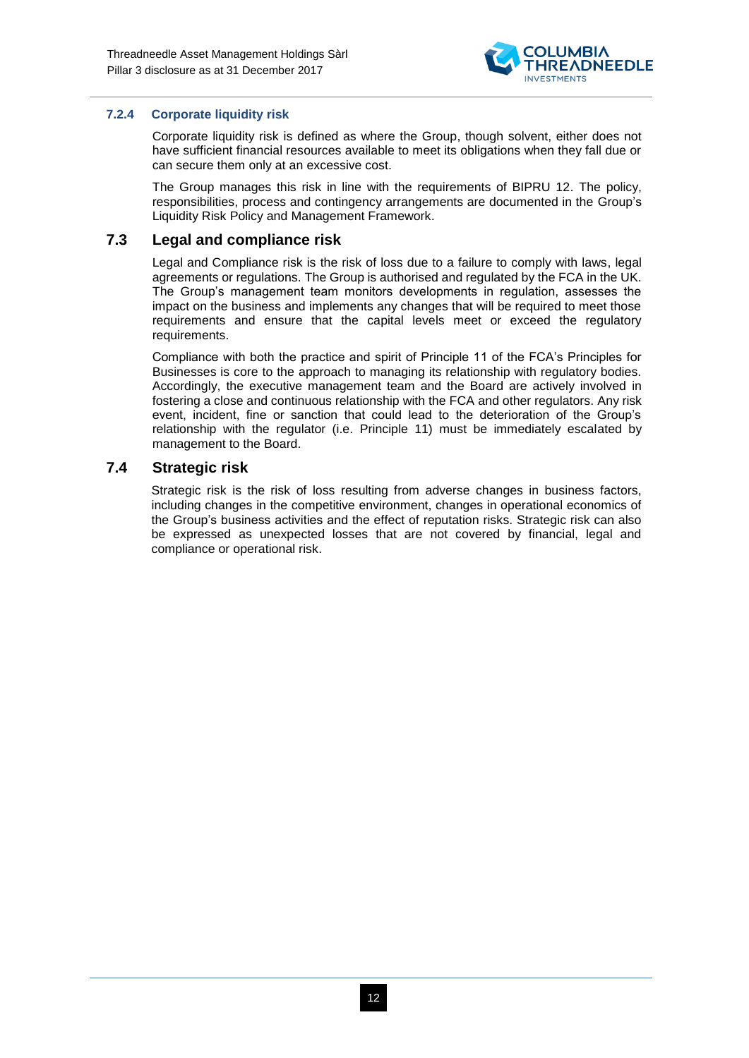#### 7.2.4 Corporate liquidity risk

Corporate liquidity risk is defined as where the Group, though solvent, either does not have sufficient financial resources available to meet its obligations when they fall due or can secure them only at an excessive cost.

The Group manages this risk in line with the requirements of BIPRU 12. The policy, responsibilities, process and contingency arrangements are documented in the Group's Liquidity Risk Policy and Management Framework.

## 7.3 Legal and compliance risk

Legal and Compliance risk is the risk of loss due to a failure to comply with laws, legal agreements or regulations. The Group is authorised and regulated by the FCA in the UK. The Group's management team monitors developments in regulation, assesses the impact on the business and implements any changes that will be required to meet those requirements and ensure that the capital levels meet or exceed the regulatory requirements.

Compliance with both the practice and spirit of Principle 11 of the FCA's Principles for Businesses is core to the approach to managing its relationship with regulatory bodies. Accordingly, the executive management team and the Board are actively involved in fostering a close and continuous relationship with the FCA and other regulators. Any risk event, incident, fine or sanction that could lead to the deterioration of the Group's relationship with the regulator (i.e. Principle 11) must be immediately escalated by management to the Board.

## 7.4 Strategic risk

Strategic risk is the risk of loss resulting from adverse changes in business factors, including changes in the competitive environment, changes in operational economics of the Group's business activities and the effect of reputation risks. Strategic risk can also be expressed as unexpected losses that are not covered by financial, legal and compliance or operational risk.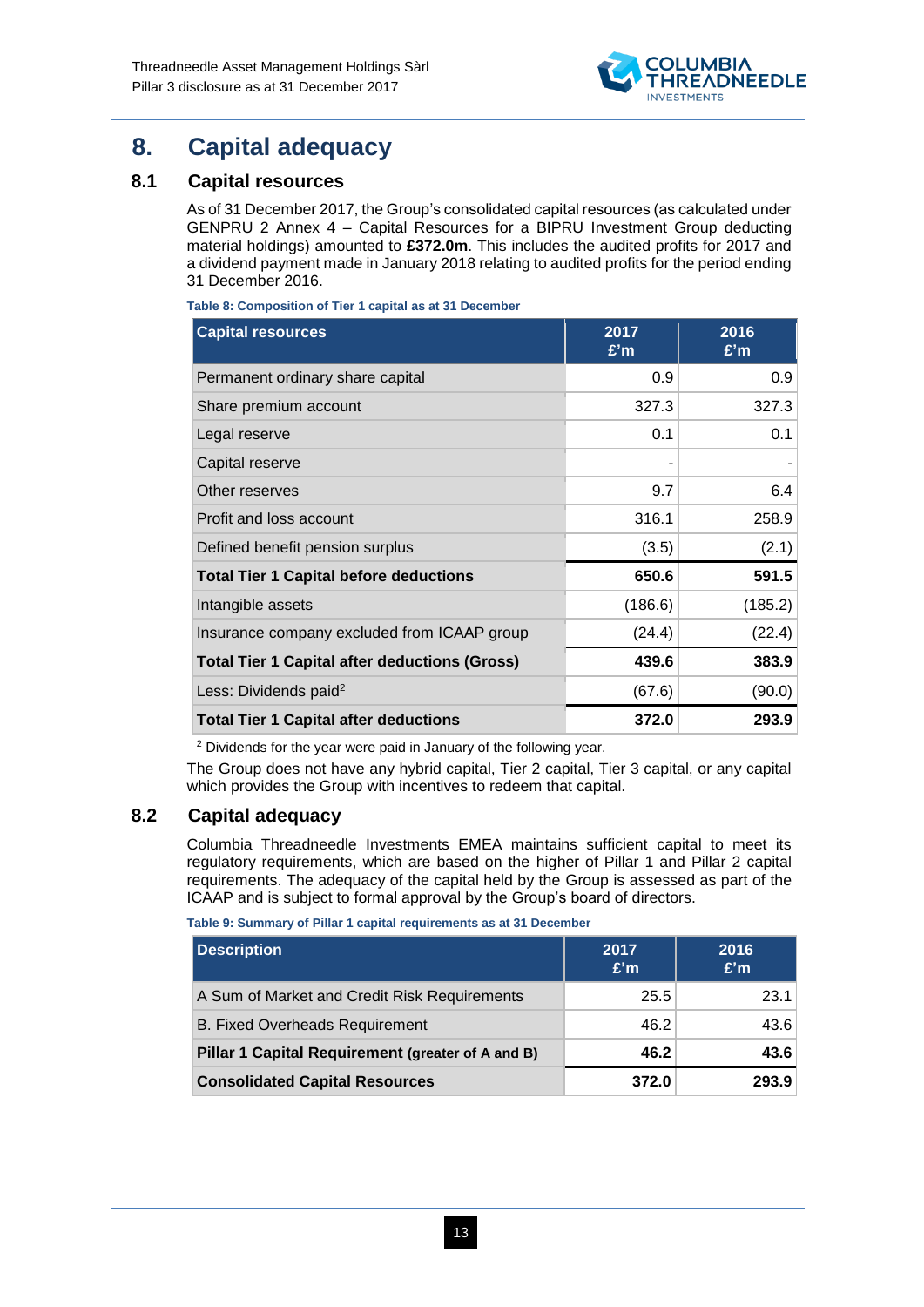# 8. Capital adequacy

## 8.1 Capital resources

As of 31 December 2017, the Group's consolidated capital resources (as calculated under GENPRU 2 Annex 4 – Capital Resources for a BIPRU Investment Group deducting material holdings) amounted to **£372.0m**. This includes the audited profits for 2017 and a dividend payment made in January 2018 relating to audited profits for the period ending 31 December 2016.

**Table 8: Composition of Tier 1 capital as at 31 December**

| Capital resources | 2017 £'m | 2016 £'m |
|---|---|---|
| Permanent ordinary share capital | 0.9 | 0.9 |
| Share premium account | 327.3 | 327.3 |
| Legal reserve | 0.1 | 0.1 |
| Capital reserve | - | - |
| Other reserves | 9.7 | 6.4 |
| Profit and loss account | 316.1 | 258.9 |
| Defined benefit pension surplus | (3.5) | (2.1) |
| **Total Tier 1 Capital before deductions** | **650.6** | **591.5** |
| Intangible assets | (186.6) | (185.2) |
| Insurance company excluded from ICAAP group | (24.4) | (22.4) |
| **Total Tier 1 Capital after deductions (Gross)** | **439.6** | **383.9** |
| Less: Dividends paid[2] | (67.6) | (90.0) |
| **Total Tier 1 Capital after deductions** | **372.0** | **293.9** |

[2] Dividends for the year were paid in January of the following year.

The Group does not have any hybrid capital, Tier 2 capital, Tier 3 capital, or any capital which provides the Group with incentives to redeem that capital.

## 8.2 Capital adequacy

Columbia Threadneedle Investments EMEA maintains sufficient capital to meet its regulatory requirements, which are based on the higher of Pillar 1 and Pillar 2 capital requirements. The adequacy of the capital held by the Group is assessed as part of the ICAAP and is subject to formal approval by the Group's board of directors.

**Table 9: Summary of Pillar 1 capital requirements as at 31 December**

| Description | 2017 £'m | 2016 £'m |
|---|---|---|
| A Sum of Market and Credit Risk Requirements | 25.5 | 23.1 |
| B. Fixed Overheads Requirement | 46.2 | 43.6 |
| **Pillar 1 Capital Requirement (greater of A and B)** | **46.2** | **43.6** |
| **Consolidated Capital Resources** | **372.0** | **293.9** |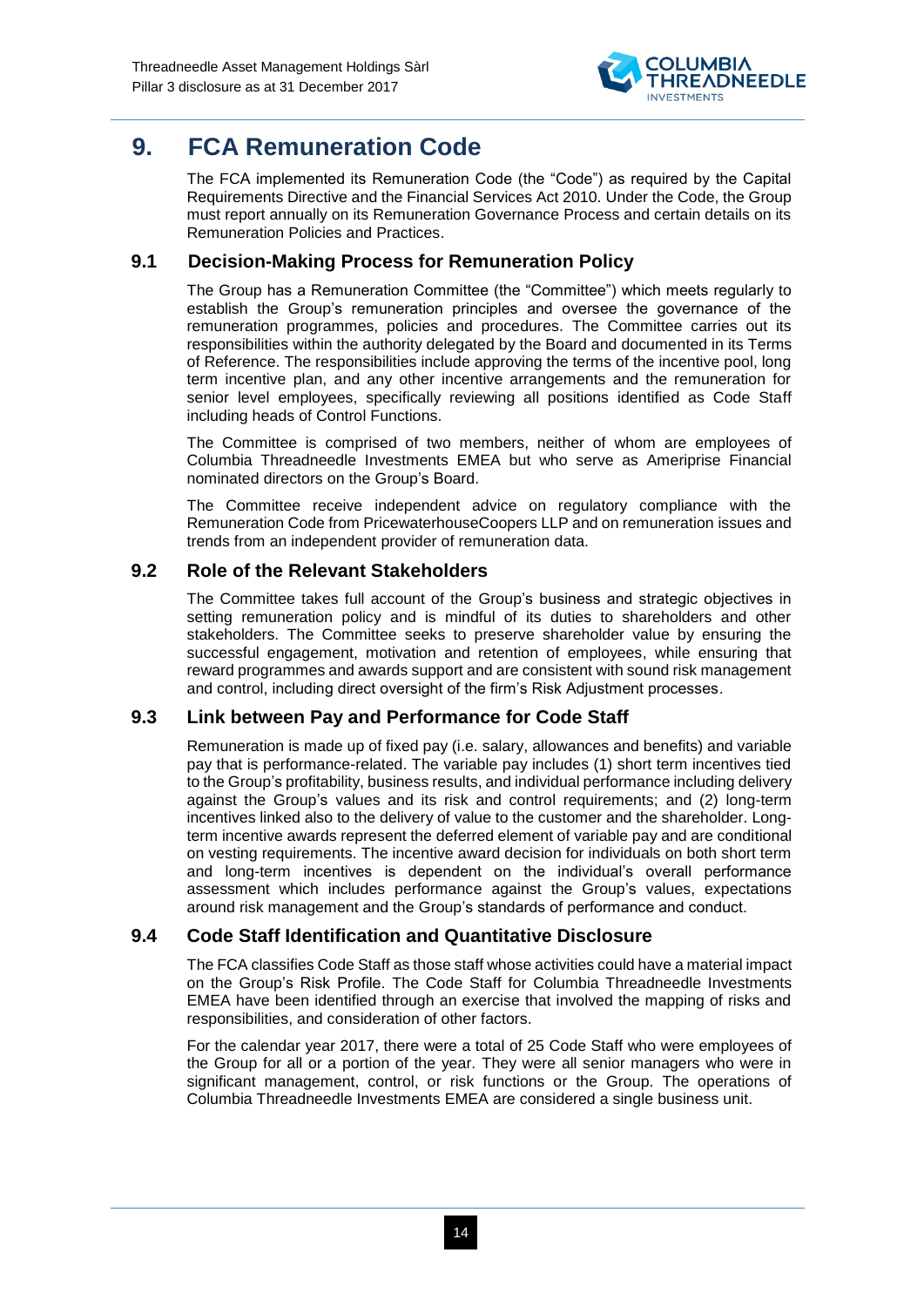# 9. FCA Remuneration Code

The FCA implemented its Remuneration Code (the "Code") as required by the Capital Requirements Directive and the Financial Services Act 2010. Under the Code, the Group must report annually on its Remuneration Governance Process and certain details on its Remuneration Policies and Practices.

## 9.1 Decision-Making Process for Remuneration Policy

The Group has a Remuneration Committee (the "Committee") which meets regularly to establish the Group's remuneration principles and oversee the governance of the remuneration programmes, policies and procedures. The Committee carries out its responsibilities within the authority delegated by the Board and documented in its Terms of Reference. The responsibilities include approving the terms of the incentive pool, long term incentive plan, and any other incentive arrangements and the remuneration for senior level employees, specifically reviewing all positions identified as Code Staff including heads of Control Functions.

The Committee is comprised of two members, neither of whom are employees of Columbia Threadneedle Investments EMEA but who serve as Ameriprise Financial nominated directors on the Group's Board.

The Committee receive independent advice on regulatory compliance with the Remuneration Code from PricewaterhouseCoopers LLP and on remuneration issues and trends from an independent provider of remuneration data.

## 9.2 Role of the Relevant Stakeholders

The Committee takes full account of the Group's business and strategic objectives in setting remuneration policy and is mindful of its duties to shareholders and other stakeholders. The Committee seeks to preserve shareholder value by ensuring the successful engagement, motivation and retention of employees, while ensuring that reward programmes and awards support and are consistent with sound risk management and control, including direct oversight of the firm's Risk Adjustment processes.

## 9.3 Link between Pay and Performance for Code Staff

Remuneration is made up of fixed pay (i.e. salary, allowances and benefits) and variable pay that is performance-related. The variable pay includes (1) short term incentives tied to the Group's profitability, business results, and individual performance including delivery against the Group's values and its risk and control requirements; and (2) long-term incentives linked also to the delivery of value to the customer and the shareholder. Long-term incentive awards represent the deferred element of variable pay and are conditional on vesting requirements. The incentive award decision for individuals on both short term and long-term incentives is dependent on the individual's overall performance assessment which includes performance against the Group's values, expectations around risk management and the Group's standards of performance and conduct.

## 9.4 Code Staff Identification and Quantitative Disclosure

The FCA classifies Code Staff as those staff whose activities could have a material impact on the Group's Risk Profile. The Code Staff for Columbia Threadneedle Investments EMEA have been identified through an exercise that involved the mapping of risks and responsibilities, and consideration of other factors.

For the calendar year 2017, there were a total of 25 Code Staff who were employees of the Group for all or a portion of the year. They were all senior managers who were in significant management, control, or risk functions or the Group. The operations of Columbia Threadneedle Investments EMEA are considered a single business unit.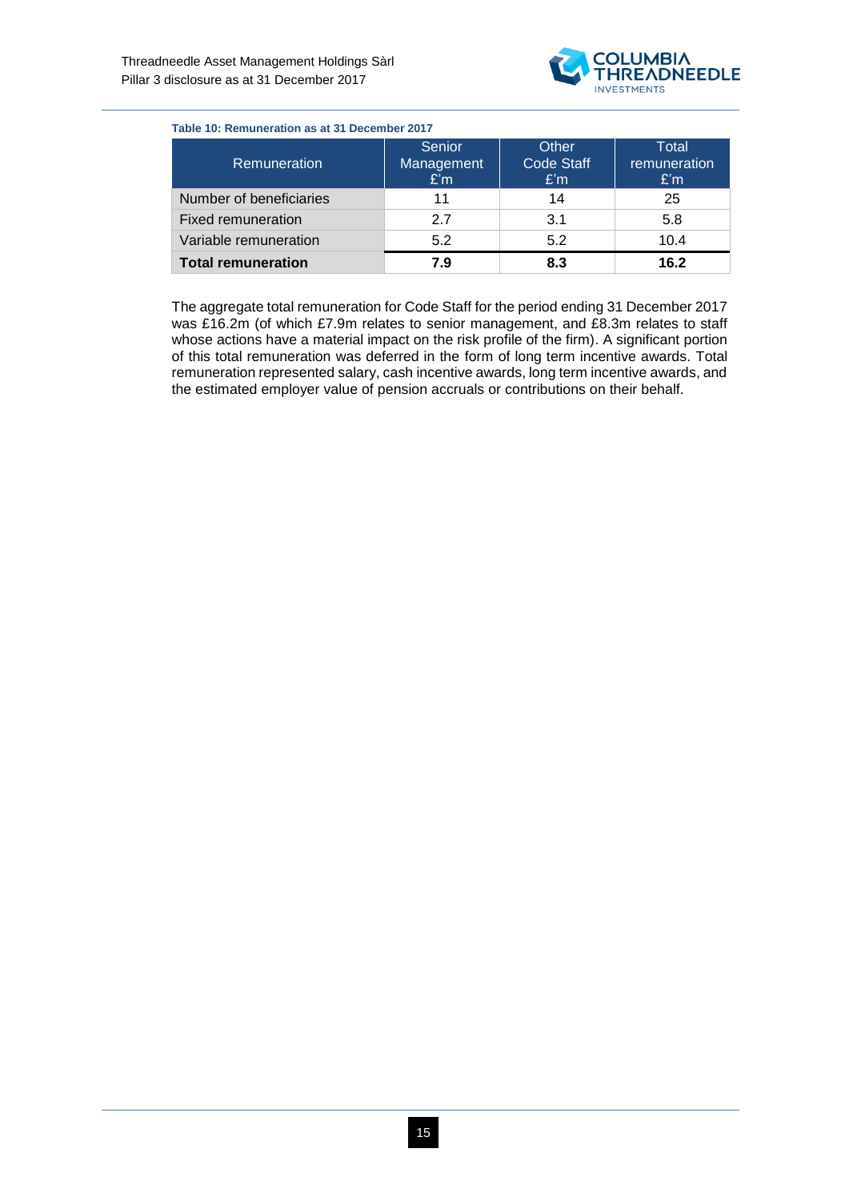**Table 10: Remuneration as at 31 December 2017**

| Remuneration | Senior Management £'m | Other Code Staff £'m | Total remuneration £'m |
|---|---|---|---|
| Number of beneficiaries | 11 | 14 | 25 |
| Fixed remuneration | 2.7 | 3.1 | 5.8 |
| Variable remuneration | 5.2 | 5.2 | 10.4 |
| **Total remuneration** | **7.9** | **8.3** | **16.2** |

The aggregate total remuneration for Code Staff for the period ending 31 December 2017 was £16.2m (of which £7.9m relates to senior management, and £8.3m relates to staff whose actions have a material impact on the risk profile of the firm). A significant portion of this total remuneration was deferred in the form of long term incentive awards. Total remuneration represented salary, cash incentive awards, long term incentive awards, and the estimated employer value of pension accruals or contributions on their behalf.